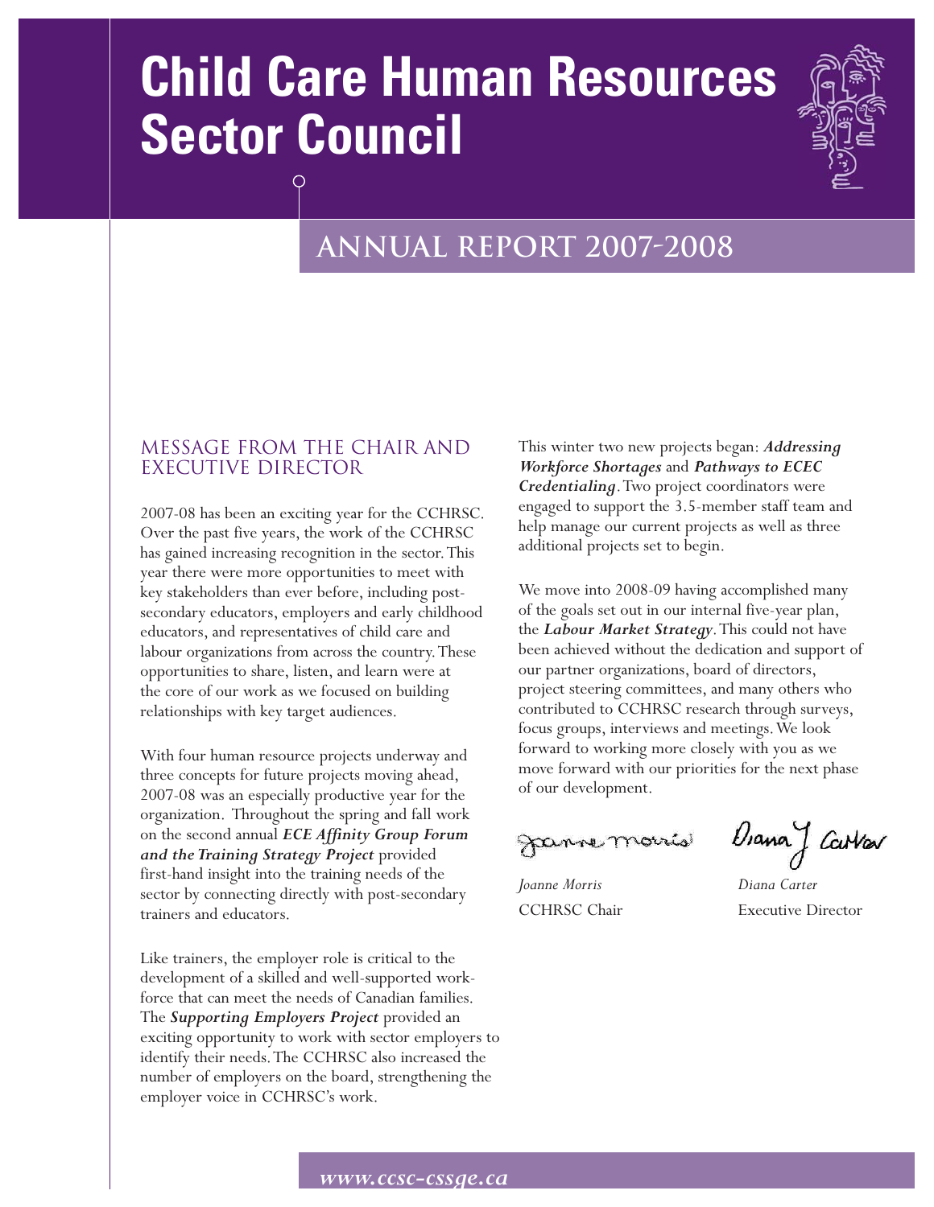# Child Care Human Resources Sector Council

## ANNUAL REPORT 2007-2008

### MESSAGE FROM THE CHAIR AND EXECUTIVE DIRECTOR

2007-08 has been an exciting year for the CCHRSC. Over the past five years, the work of the CCHRSC has gained increasing recognition in the sector. This year there were more opportunities to meet with key stakeholders than ever before, including post-secondary educators, employers and early childhood educators, and representatives of child care and labour organizations from across the country. These opportunities to share, listen, and learn were at the core of our work as we focused on building relationships with key target audiences.

With four human resource projects underway and three concepts for future projects moving ahead, 2007-08 was an especially productive year for the organization. Throughout the spring and fall work on the second annual ***ECE Affinity Group Forum and the Training Strategy Project*** provided first-hand insight into the training needs of the sector by connecting directly with post-secondary trainers and educators.

Like trainers, the employer role is critical to the development of a skilled and well-supported workforce that can meet the needs of Canadian families. The ***Supporting Employers Project*** provided an exciting opportunity to work with sector employers to identify their needs. The CCHRSC also increased the number of employers on the board, strengthening the employer voice in CCHRSC's work.

This winter two new projects began: ***Addressing Workforce Shortages*** and ***Pathways to ECEC Credentialing***. Two project coordinators were engaged to support the 3.5-member staff team and help manage our current projects as well as three additional projects set to begin.

We move into 2008-09 having accomplished many of the goals set out in our internal five-year plan, the ***Labour Market Strategy***. This could not have been achieved without the dedication and support of our partner organizations, board of directors, project steering committees, and many others who contributed to CCHRSC research through surveys, focus groups, interviews and meetings. We look forward to working more closely with you as we move forward with our priorities for the next phase of our development.

*Joanne Morris*
CCHRSC Chair

*Diana Carter*
Executive Director

*www.ccsc-cssge.ca*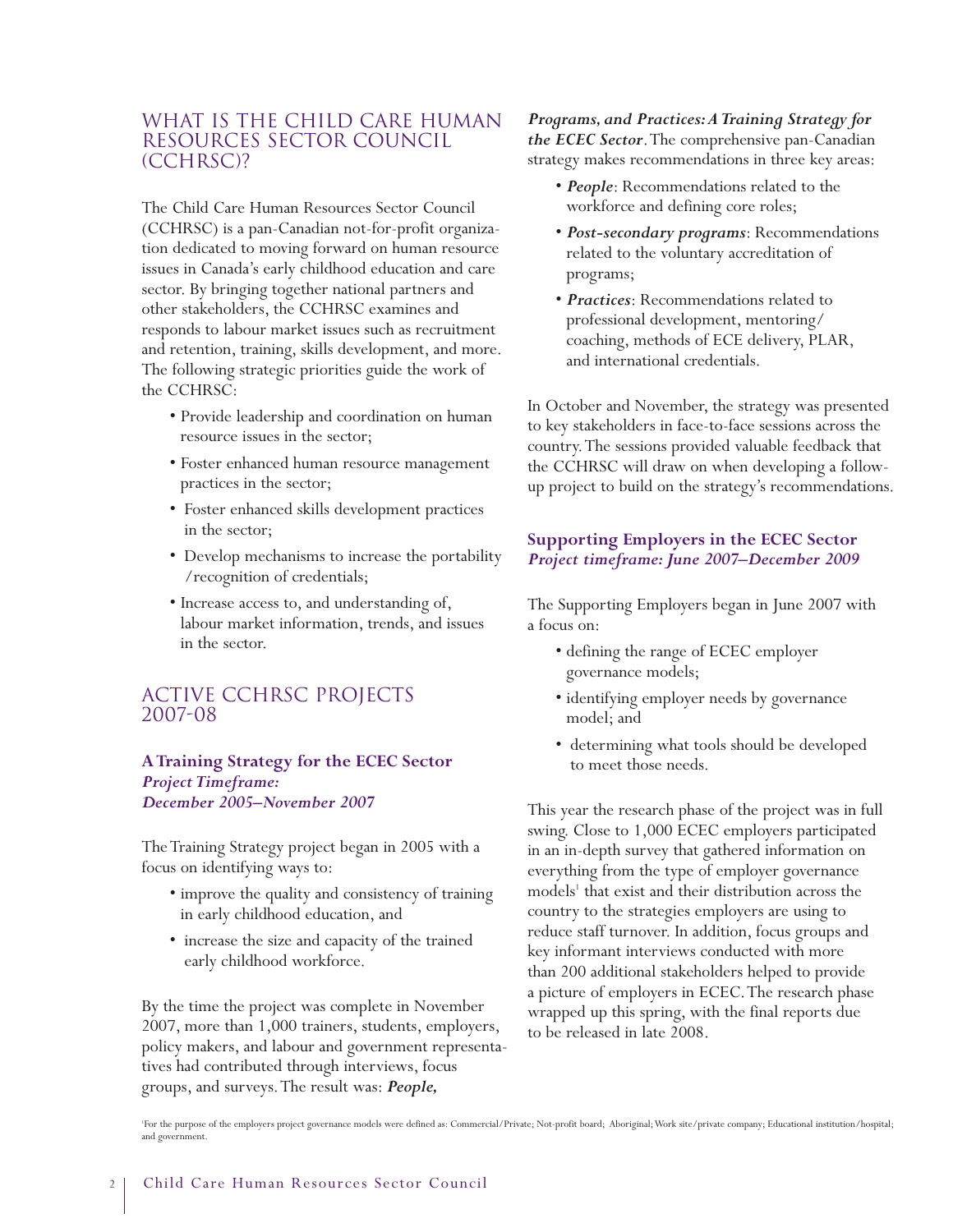## WHAT IS THE CHILD CARE HUMAN RESOURCES SECTOR COUNCIL (CCHRSC)?

The Child Care Human Resources Sector Council (CCHRSC) is a pan-Canadian not-for-profit organization dedicated to moving forward on human resource issues in Canada's early childhood education and care sector. By bringing together national partners and other stakeholders, the CCHRSC examines and responds to labour market issues such as recruitment and retention, training, skills development, and more. The following strategic priorities guide the work of the CCHRSC:

- Provide leadership and coordination on human resource issues in the sector;
- Foster enhanced human resource management practices in the sector;
- Foster enhanced skills development practices in the sector;
- Develop mechanisms to increase the portability /recognition of credentials;
- Increase access to, and understanding of, labour market information, trends, and issues in the sector.

## ACTIVE CCHRSC PROJECTS 2007-08

### A Training Strategy for the ECEC Sector
***Project Timeframe: December 2005–November 2007***

The Training Strategy project began in 2005 with a focus on identifying ways to:

- improve the quality and consistency of training in early childhood education, and
- increase the size and capacity of the trained early childhood workforce.

By the time the project was complete in November 2007, more than 1,000 trainers, students, employers, policy makers, and labour and government representatives had contributed through interviews, focus groups, and surveys. The result was: ***People, Programs, and Practices: A Training Strategy for the ECEC Sector***. The comprehensive pan-Canadian strategy makes recommendations in three key areas:

- ***People***: Recommendations related to the workforce and defining core roles;
- ***Post-secondary programs***: Recommendations related to the voluntary accreditation of programs;
- ***Practices***: Recommendations related to professional development, mentoring/ coaching, methods of ECE delivery, PLAR, and international credentials.

In October and November, the strategy was presented to key stakeholders in face-to-face sessions across the country. The sessions provided valuable feedback that the CCHRSC will draw on when developing a follow-up project to build on the strategy's recommendations.

### Supporting Employers in the ECEC Sector
***Project timeframe: June 2007–December 2009***

The Supporting Employers began in June 2007 with a focus on:

- defining the range of ECEC employer governance models;
- identifying employer needs by governance model; and
- determining what tools should be developed to meet those needs.

This year the research phase of the project was in full swing. Close to 1,000 ECEC employers participated in an in-depth survey that gathered information on everything from the type of employer governance models[1] that exist and their distribution across the country to the strategies employers are using to reduce staff turnover. In addition, focus groups and key informant interviews conducted with more than 200 additional stakeholders helped to provide a picture of employers in ECEC. The research phase wrapped up this spring, with the final reports due to be released in late 2008.

[1] For the purpose of the employers project governance models were defined as: Commercial/Private; Not-profit board; Aboriginal; Work site/private company; Educational institution/hospital; and government.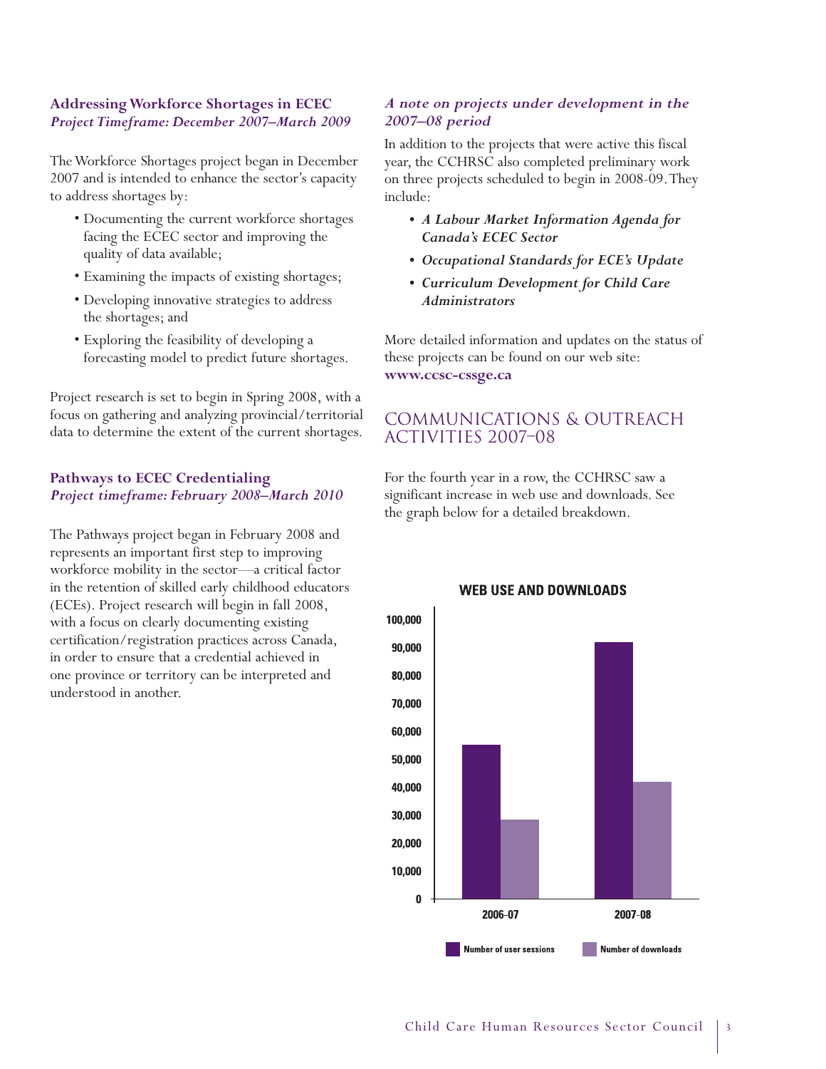### Addressing Workforce Shortages in ECEC
***Project Timeframe: December 2007–March 2009***

The Workforce Shortages project began in December 2007 and is intended to enhance the sector's capacity to address shortages by:

- Documenting the current workforce shortages facing the ECEC sector and improving the quality of data available;
- Examining the impacts of existing shortages;
- Developing innovative strategies to address the shortages; and
- Exploring the feasibility of developing a forecasting model to predict future shortages.

Project research is set to begin in Spring 2008, with a focus on gathering and analyzing provincial/territorial data to determine the extent of the current shortages.

### Pathways to ECEC Credentialing
***Project timeframe: February 2008–March 2010***

The Pathways project began in February 2008 and represents an important first step to improving workforce mobility in the sector—a critical factor in the retention of skilled early childhood educators (ECEs). Project research will begin in fall 2008, with a focus on clearly documenting existing certification/registration practices across Canada, in order to ensure that a credential achieved in one province or territory can be interpreted and understood in another.

### *A note on projects under development in the 2007–08 period*

In addition to the projects that were active this fiscal year, the CCHRSC also completed preliminary work on three projects scheduled to begin in 2008-09. They include:

- ***A Labour Market Information Agenda for Canada's ECEC Sector***
- ***Occupational Standards for ECE's Update***
- ***Curriculum Development for Child Care Administrators***

More detailed information and updates on the status of these projects can be found on our web site: **www.ccsc-cssge.ca**

## COMMUNICATIONS & OUTREACH ACTIVITIES 2007–08

For the fourth year in a row, the CCHRSC saw a significant increase in web use and downloads. See the graph below for a detailed breakdown.

**WEB USE AND DOWNLOADS**

| | Number of user sessions | Number of downloads |
|---|---|---|
| 2006-07 | ~55,000 | ~28,000 |
| 2007-08 | ~92,000 | ~42,000 |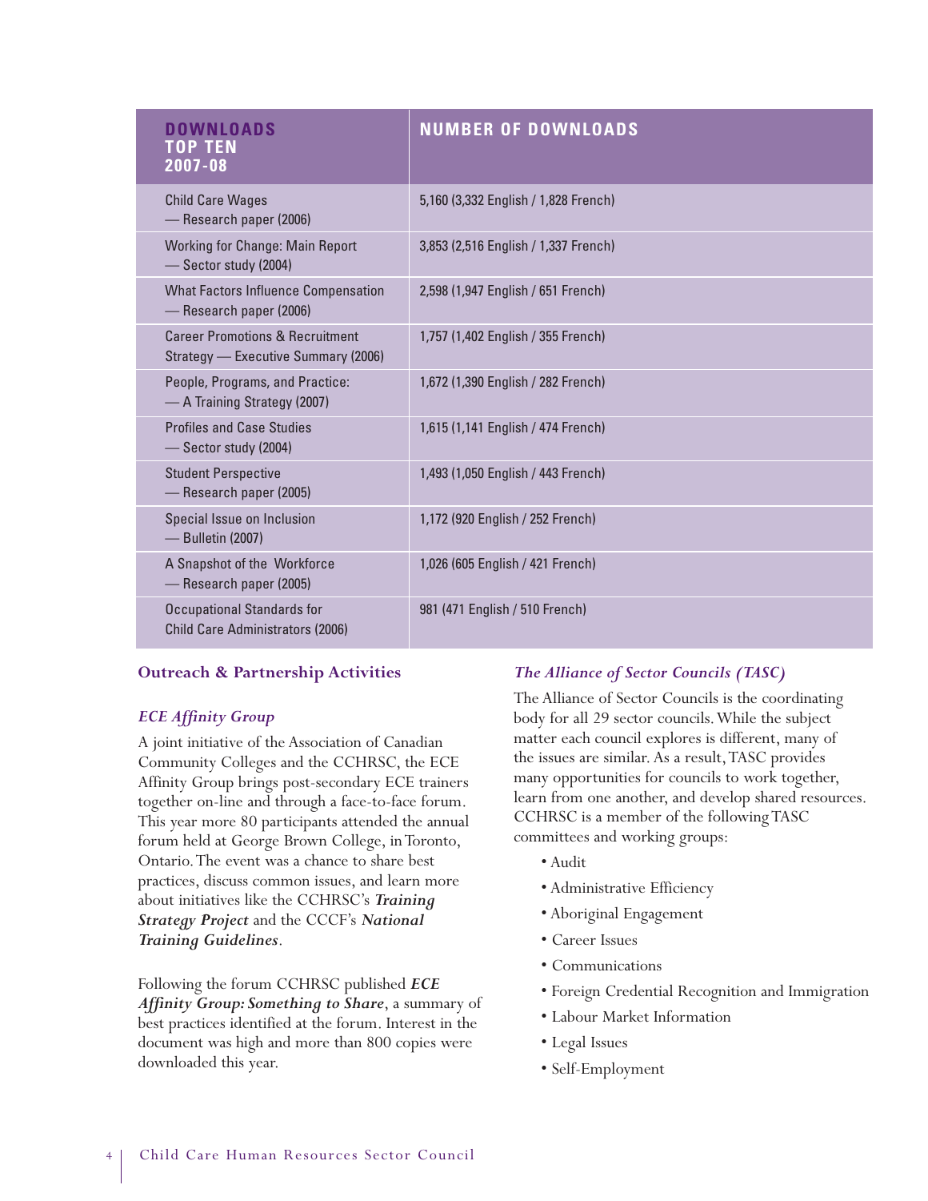| DOWNLOADS TOP TEN 2007-08 | NUMBER OF DOWNLOADS |
| --- | --- |
| Child Care Wages — Research paper (2006) | 5,160 (3,332 English / 1,828 French) |
| Working for Change: Main Report — Sector study (2004) | 3,853 (2,516 English / 1,337 French) |
| What Factors Influence Compensation — Research paper (2006) | 2,598 (1,947 English / 651 French) |
| Career Promotions & Recruitment Strategy — Executive Summary (2006) | 1,757 (1,402 English / 355 French) |
| People, Programs, and Practice: — A Training Strategy (2007) | 1,672 (1,390 English / 282 French) |
| Profiles and Case Studies — Sector study (2004) | 1,615 (1,141 English / 474 French) |
| Student Perspective — Research paper (2005) | 1,493 (1,050 English / 443 French) |
| Special Issue on Inclusion — Bulletin (2007) | 1,172 (920 English / 252 French) |
| A Snapshot of the Workforce — Research paper (2005) | 1,026 (605 English / 421 French) |
| Occupational Standards for Child Care Administrators (2006) | 981 (471 English / 510 French) |

## Outreach & Partnership Activities

### *ECE Affinity Group*

A joint initiative of the Association of Canadian Community Colleges and the CCHRSC, the ECE Affinity Group brings post-secondary ECE trainers together on-line and through a face-to-face forum. This year more 80 participants attended the annual forum held at George Brown College, in Toronto, Ontario. The event was a chance to share best practices, discuss common issues, and learn more about initiatives like the CCHRSC's ***Training Strategy Project*** and the CCCF's ***National Training Guidelines***.

Following the forum CCHRSC published ***ECE Affinity Group: Something to Share***, a summary of best practices identified at the forum. Interest in the document was high and more than 800 copies were downloaded this year.

### *The Alliance of Sector Councils (TASC)*

The Alliance of Sector Councils is the coordinating body for all 29 sector councils. While the subject matter each council explores is different, many of the issues are similar. As a result, TASC provides many opportunities for councils to work together, learn from one another, and develop shared resources. CCHRSC is a member of the following TASC committees and working groups:

- Audit
- Administrative Efficiency
- Aboriginal Engagement
- Career Issues
- Communications
- Foreign Credential Recognition and Immigration
- Labour Market Information
- Legal Issues
- Self-Employment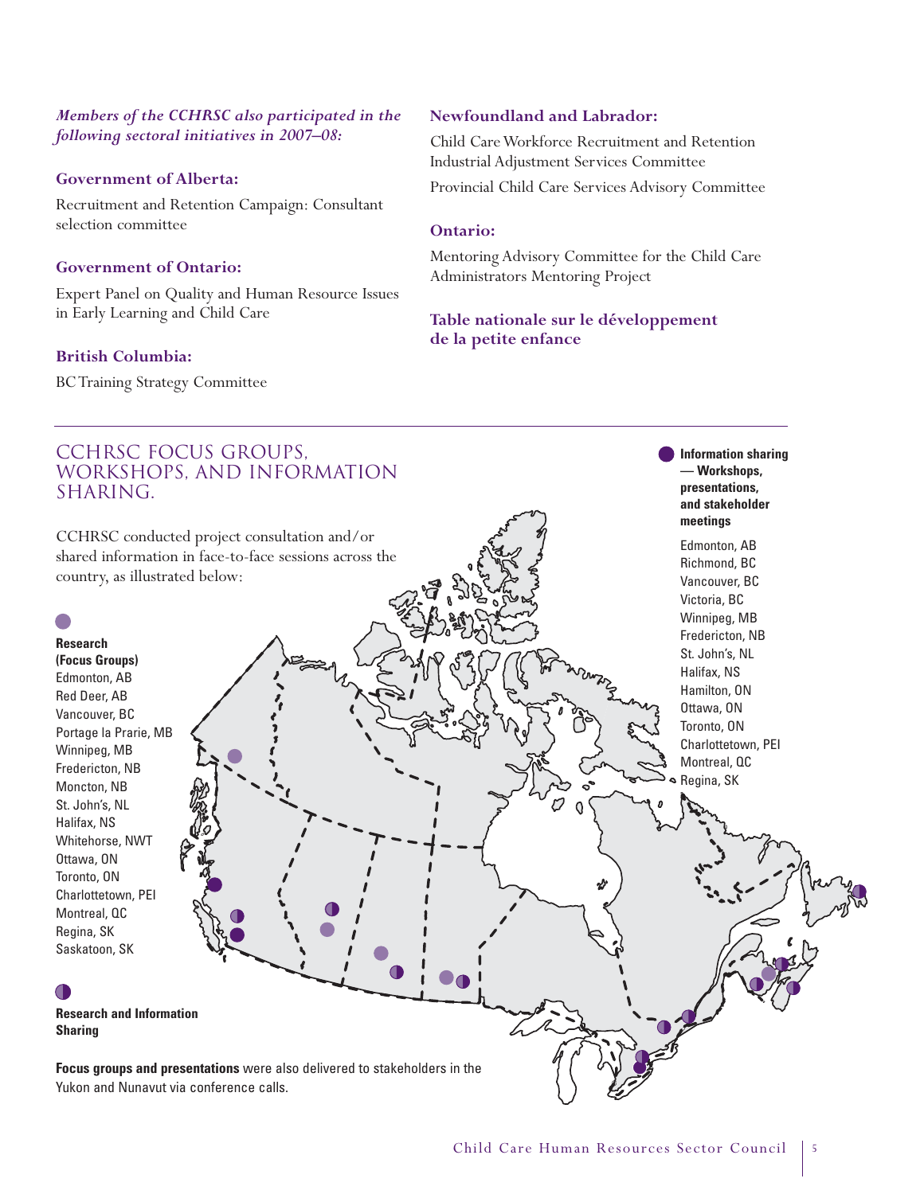*Members of the CCHRSC also participated in the following sectoral initiatives in 2007–08:*

### Government of Alberta:

Recruitment and Retention Campaign: Consultant selection committee

### Government of Ontario:

Expert Panel on Quality and Human Resource Issues in Early Learning and Child Care

### British Columbia:

BC Training Strategy Committee

### Newfoundland and Labrador:

Child Care Workforce Recruitment and Retention Industrial Adjustment Services Committee

Provincial Child Care Services Advisory Committee

### Ontario:

Mentoring Advisory Committee for the Child Care Administrators Mentoring Project

### Table nationale sur le développement de la petite enfance

## CCHRSC FOCUS GROUPS, WORKSHOPS, AND INFORMATION SHARING.

CCHRSC conducted project consultation and/or shared information in face-to-face sessions across the country, as illustrated below:

**Research (Focus Groups)**

Edmonton, AB
Red Deer, AB
Vancouver, BC
Portage la Prarie, MB
Winnipeg, MB
Fredericton, NB
Moncton, NB
St. John's, NL
Halifax, NS
Whitehorse, NWT
Ottawa, ON
Toronto, ON
Charlottetown, PEI
Montreal, QC
Regina, SK
Saskatoon, SK

**Research and Information Sharing**

**Information sharing — Workshops, presentations, and stakeholder meetings**

Edmonton, AB
Richmond, BC
Vancouver, BC
Victoria, BC
Winnipeg, MB
Fredericton, NB
St. John's, NL
Halifax, NS
Hamilton, ON
Ottawa, ON
Toronto, ON
Charlottetown, PEI
Montreal, QC
Regina, SK

**Focus groups and presentations** were also delivered to stakeholders in the Yukon and Nunavut via conference calls.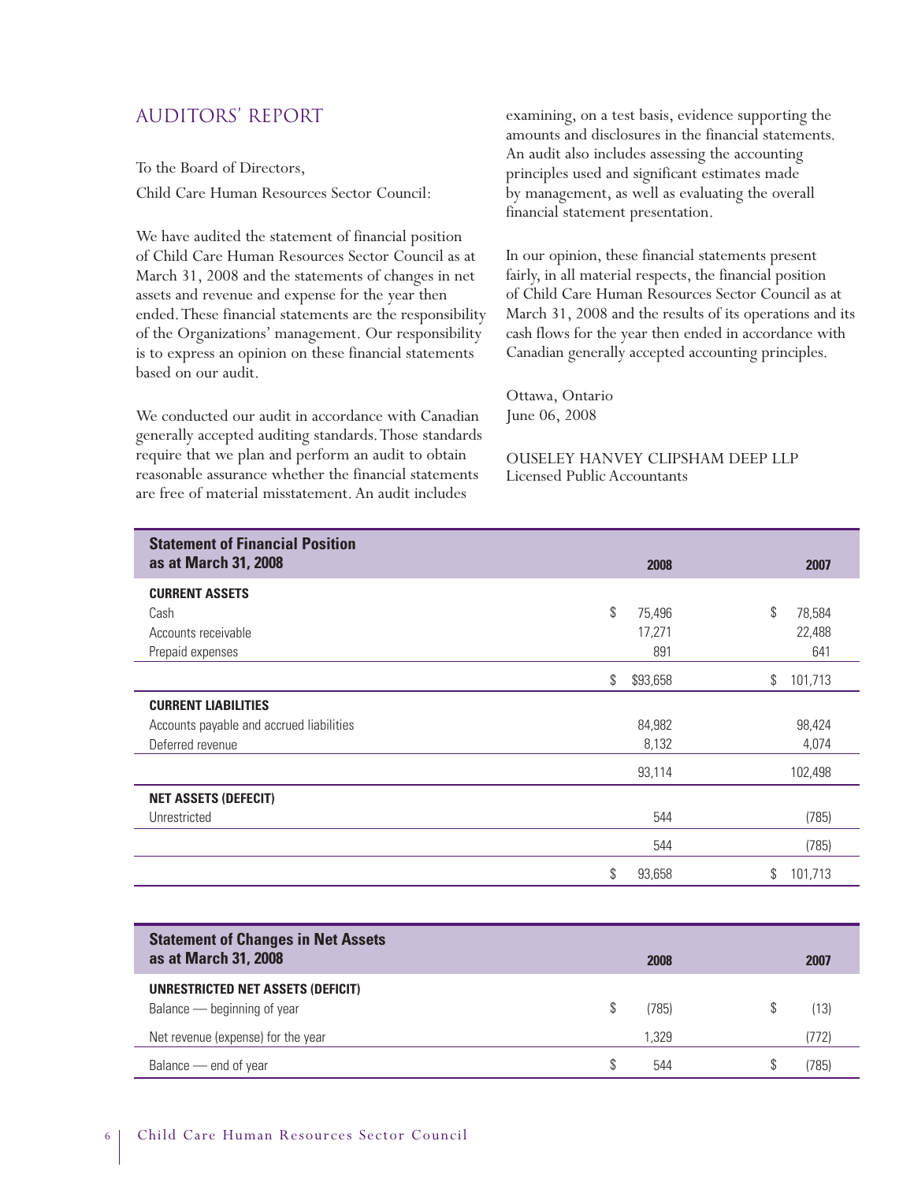## AUDITORS' REPORT

To the Board of Directors,

Child Care Human Resources Sector Council:

We have audited the statement of financial position of Child Care Human Resources Sector Council as at March 31, 2008 and the statements of changes in net assets and revenue and expense for the year then ended. These financial statements are the responsibility of the Organizations' management. Our responsibility is to express an opinion on these financial statements based on our audit.

We conducted our audit in accordance with Canadian generally accepted auditing standards. Those standards require that we plan and perform an audit to obtain reasonable assurance whether the financial statements are free of material misstatement. An audit includes examining, on a test basis, evidence supporting the amounts and disclosures in the financial statements. An audit also includes assessing the accounting principles used and significant estimates made by management, as well as evaluating the overall financial statement presentation.

In our opinion, these financial statements present fairly, in all material respects, the financial position of Child Care Human Resources Sector Council as at March 31, 2008 and the results of its operations and its cash flows for the year then ended in accordance with Canadian generally accepted accounting principles.

Ottawa, Ontario
June 06, 2008

OUSELEY HANVEY CLIPSHAM DEEP LLP
Licensed Public Accountants

| **Statement of Financial Position as at March 31, 2008** | **2008** | **2007** |
|---|---|---|
| **CURRENT ASSETS** | | |
| Cash | $ 75,496 | $ 78,584 |
| Accounts receivable | 17,271 | 22,488 |
| Prepaid expenses | 891 | 641 |
| | $ $93,658 | $ 101,713 |
| **CURRENT LIABILITIES** | | |
| Accounts payable and accrued liabilities | 84,982 | 98,424 |
| Deferred revenue | 8,132 | 4,074 |
| | 93,114 | 102,498 |
| **NET ASSETS (DEFECIT)** | | |
| Unrestricted | 544 | (785) |
| | 544 | (785) |
| | $ 93,658 | $ 101,713 |

| **Statement of Changes in Net Assets as at March 31, 2008** | **2008** | **2007** |
|---|---|---|
| **UNRESTRICTED NET ASSETS (DEFICIT)** | | |
| Balance — beginning of year | $ (785) | $ (13) |
| Net revenue (expense) for the year | 1,329 | (772) |
| Balance — end of year | $ 544 | $ (785) |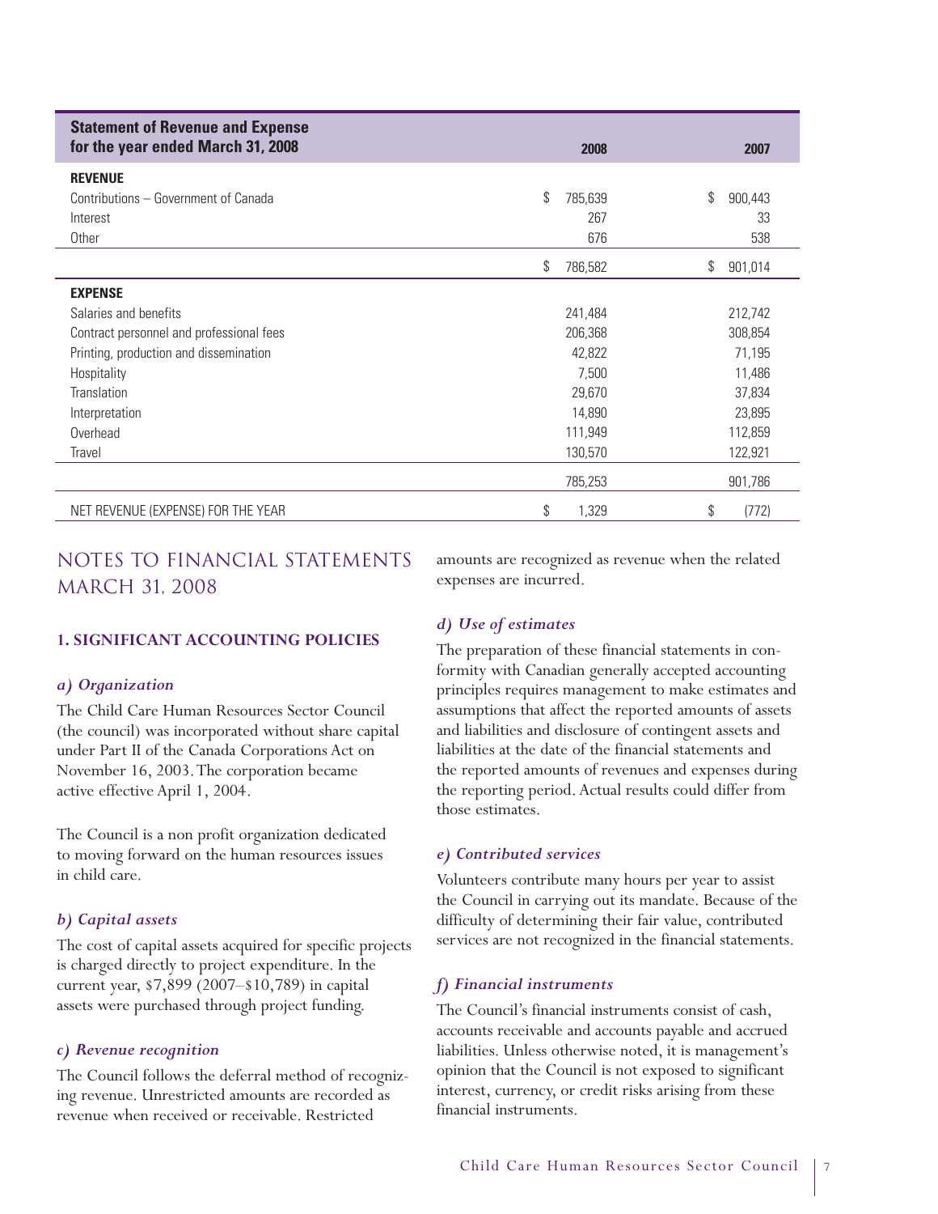| Statement of Revenue and Expense for the year ended March 31, 2008 | 2008 | 2007 |
|---|---|---|
| **REVENUE** | | |
| Contributions – Government of Canada | $ 785,639 | $ 900,443 |
| Interest | 267 | 33 |
| Other | 676 | 538 |
| | $ 786,582 | $ 901,014 |
| **EXPENSE** | | |
| Salaries and benefits | 241,484 | 212,742 |
| Contract personnel and professional fees | 206,368 | 308,854 |
| Printing, production and dissemination | 42,822 | 71,195 |
| Hospitality | 7,500 | 11,486 |
| Translation | 29,670 | 37,834 |
| Interpretation | 14,890 | 23,895 |
| Overhead | 111,949 | 112,859 |
| Travel | 130,570 | 122,921 |
| | 785,253 | 901,786 |
| NET REVENUE (EXPENSE) FOR THE YEAR | $ 1,329 | $ (772) |

# NOTES TO FINANCIAL STATEMENTS MARCH 31, 2008

## 1. SIGNIFICANT ACCOUNTING POLICIES

### *a) Organization*

The Child Care Human Resources Sector Council (the council) was incorporated without share capital under Part II of the Canada Corporations Act on November 16, 2003. The corporation became active effective April 1, 2004.

The Council is a non profit organization dedicated to moving forward on the human resources issues in child care.

### *b) Capital assets*

The cost of capital assets acquired for specific projects is charged directly to project expenditure. In the current year, $7,899 (2007–$10,789) in capital assets were purchased through project funding.

### *c) Revenue recognition*

The Council follows the deferral method of recognizing revenue. Unrestricted amounts are recorded as revenue when received or receivable. Restricted amounts are recognized as revenue when the related expenses are incurred.

### *d) Use of estimates*

The preparation of these financial statements in conformity with Canadian generally accepted accounting principles requires management to make estimates and assumptions that affect the reported amounts of assets and liabilities and disclosure of contingent assets and liabilities at the date of the financial statements and the reported amounts of revenues and expenses during the reporting period. Actual results could differ from those estimates.

### *e) Contributed services*

Volunteers contribute many hours per year to assist the Council in carrying out its mandate. Because of the difficulty of determining their fair value, contributed services are not recognized in the financial statements.

### *f) Financial instruments*

The Council's financial instruments consist of cash, accounts receivable and accounts payable and accrued liabilities. Unless otherwise noted, it is management's opinion that the Council is not exposed to significant interest, currency, or credit risks arising from these financial instruments.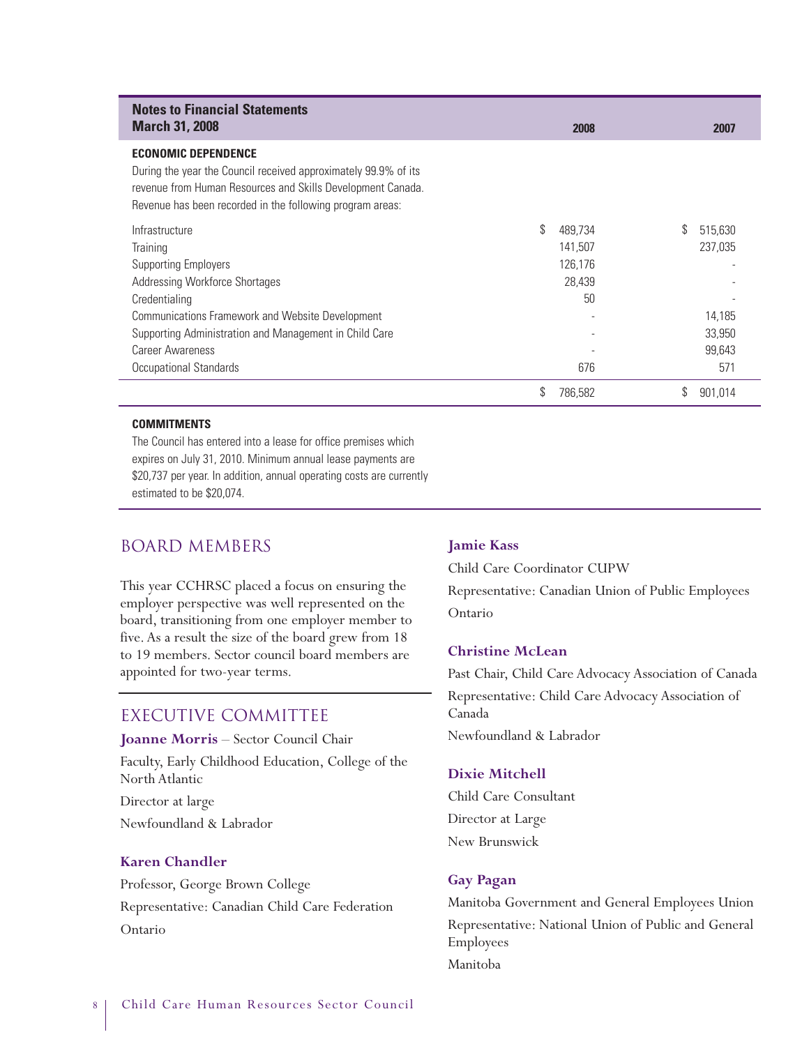## Notes to Financial Statements
## March 31, 2008

**ECONOMIC DEPENDENCE**

During the year the Council received approximately 99.9% of its revenue from Human Resources and Skills Development Canada. Revenue has been recorded in the following program areas:

| | 2008 | 2007 |
|---|---|---|
| Infrastructure | $ 489,734 | $ 515,630 |
| Training | 141,507 | 237,035 |
| Supporting Employers | 126,176 | - |
| Addressing Workforce Shortages | 28,439 | - |
| Credentialing | 50 | - |
| Communications Framework and Website Development | - | 14,185 |
| Supporting Administration and Management in Child Care | - | 33,950 |
| Career Awareness | - | 99,643 |
| Occupational Standards | 676 | 571 |
| | $ 786,582 | $ 901,014 |

**COMMITMENTS**

The Council has entered into a lease for office premises which expires on July 31, 2010. Minimum annual lease payments are $20,737 per year. In addition, annual operating costs are currently estimated to be $20,074.

## BOARD MEMBERS

This year CCHRSC placed a focus on ensuring the employer perspective was well represented on the board, transitioning from one employer member to five. As a result the size of the board grew from 18 to 19 members. Sector council board members are appointed for two-year terms.

## EXECUTIVE COMMITTEE

**Joanne Morris** – Sector Council Chair
Faculty, Early Childhood Education, College of the North Atlantic
Director at large
Newfoundland & Labrador

**Karen Chandler**
Professor, George Brown College
Representative: Canadian Child Care Federation
Ontario

**Jamie Kass**
Child Care Coordinator CUPW
Representative: Canadian Union of Public Employees
Ontario

**Christine McLean**
Past Chair, Child Care Advocacy Association of Canada
Representative: Child Care Advocacy Association of Canada
Newfoundland & Labrador

**Dixie Mitchell**
Child Care Consultant
Director at Large
New Brunswick

**Gay Pagan**
Manitoba Government and General Employees Union
Representative: National Union of Public and General Employees
Manitoba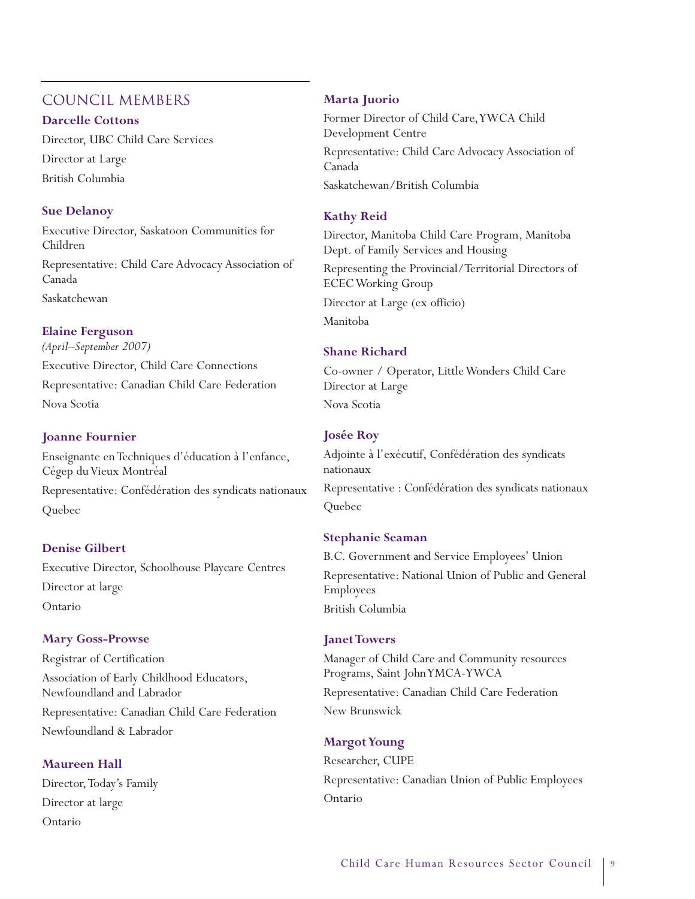## COUNCIL MEMBERS

**Darcelle Cottons**
Director, UBC Child Care Services
Director at Large
British Columbia

**Sue Delanoy**
Executive Director, Saskatoon Communities for Children
Representative: Child Care Advocacy Association of Canada
Saskatchewan

**Elaine Ferguson**
*(April–September 2007)*
Executive Director, Child Care Connections
Representative: Canadian Child Care Federation
Nova Scotia

**Joanne Fournier**
Enseignante en Techniques d'éducation à l'enfance, Cégep du Vieux Montréal
Representative: Confédération des syndicats nationaux
Quebec

**Denise Gilbert**
Executive Director, Schoolhouse Playcare Centres
Director at large
Ontario

**Mary Goss-Prowse**
Registrar of Certification
Association of Early Childhood Educators, Newfoundland and Labrador
Representative: Canadian Child Care Federation
Newfoundland & Labrador

**Maureen Hall**
Director, Today's Family
Director at large
Ontario

**Marta Juorio**
Former Director of Child Care, YWCA Child Development Centre
Representative: Child Care Advocacy Association of Canada
Saskatchewan/British Columbia

**Kathy Reid**
Director, Manitoba Child Care Program, Manitoba Dept. of Family Services and Housing
Representing the Provincial/Territorial Directors of ECEC Working Group
Director at Large (ex officio)
Manitoba

**Shane Richard**
Co-owner / Operator, Little Wonders Child Care
Director at Large
Nova Scotia

**Josée Roy**
Adjointe à l'exécutif, Confédération des syndicats nationaux
Representative : Confédération des syndicats nationaux
Quebec

**Stephanie Seaman**
B.C. Government and Service Employees' Union
Representative: National Union of Public and General Employees
British Columbia

**Janet Towers**
Manager of Child Care and Community resources Programs, Saint John YMCA-YWCA
Representative: Canadian Child Care Federation
New Brunswick

**Margot Young**
Researcher, CUPE
Representative: Canadian Union of Public Employees
Ontario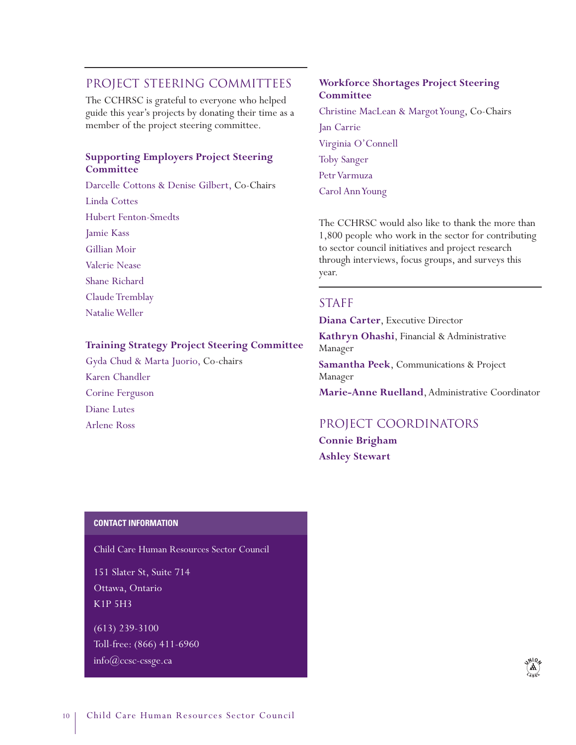## PROJECT STEERING COMMITTEES

The CCHRSC is grateful to everyone who helped guide this year's projects by donating their time as a member of the project steering committee.

### Supporting Employers Project Steering Committee

Darcelle Cottons & Denise Gilbert, Co-Chairs

Linda Cottes

Hubert Fenton-Smedts

Jamie Kass

Gillian Moir

Valerie Nease

Shane Richard

Claude Tremblay

Natalie Weller

### Training Strategy Project Steering Committee

Gyda Chud & Marta Juorio, Co-chairs

Karen Chandler

Corine Ferguson

Diane Lutes

Arlene Ross

### Workforce Shortages Project Steering Committee

Christine MacLean & Margot Young, Co-Chairs

Jan Carrie

Virginia O'Connell

Toby Sanger

Petr Varmuza

Carol Ann Young

The CCHRSC would also like to thank the more than 1,800 people who work in the sector for contributing to sector council initiatives and project research through interviews, focus groups, and surveys this year.

## STAFF

**Diana Carter**, Executive Director

**Kathryn Ohashi**, Financial & Administrative Manager

**Samantha Peek**, Communications & Project Manager

**Marie-Anne Ruelland**, Administrative Coordinator

## PROJECT COORDINATORS

**Connie Brigham**

**Ashley Stewart**

**CONTACT INFORMATION**

Child Care Human Resources Sector Council

151 Slater St, Suite 714
Ottawa, Ontario
K1P 5H3

(613) 239-3100
Toll-free: (866) 411-6960
info@ccsc-cssge.ca